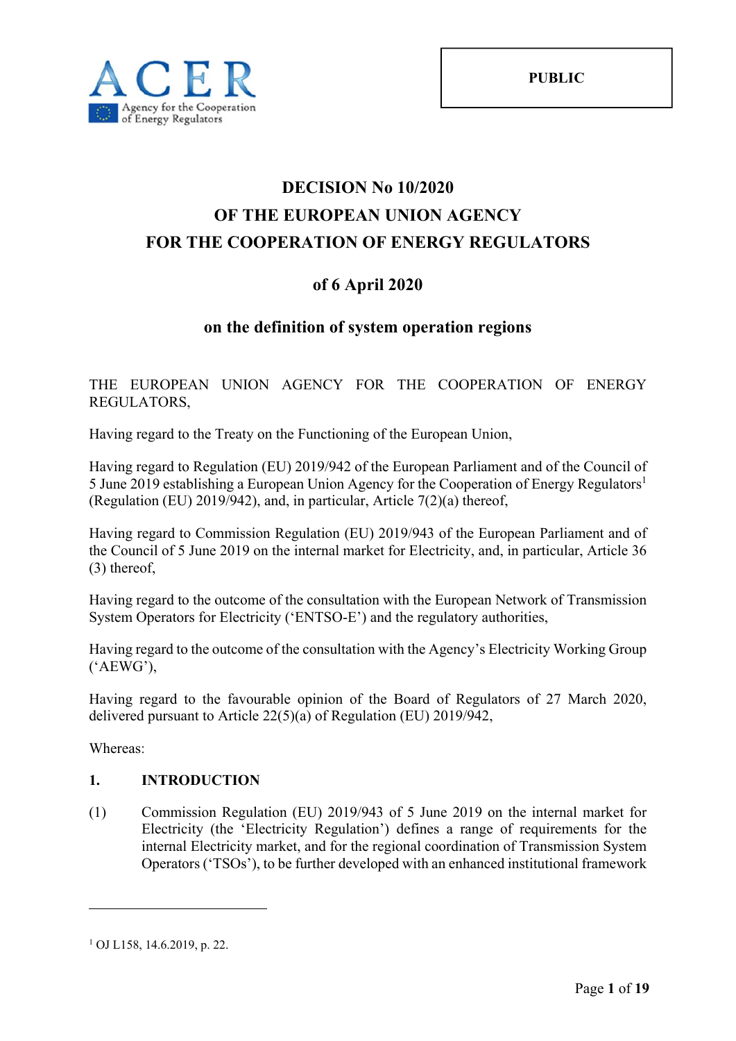ACER
Agency for the Cooperation of Energy Regulators

**PUBLIC**

# DECISION No 10/2020
# OF THE EUROPEAN UNION AGENCY
# FOR THE COOPERATION OF ENERGY REGULATORS

## of 6 April 2020

## on the definition of system operation regions

THE EUROPEAN UNION AGENCY FOR THE COOPERATION OF ENERGY REGULATORS,

Having regard to the Treaty on the Functioning of the European Union,

Having regard to Regulation (EU) 2019/942 of the European Parliament and of the Council of 5 June 2019 establishing a European Union Agency for the Cooperation of Energy Regulators[1] (Regulation (EU) 2019/942), and, in particular, Article 7(2)(a) thereof,

Having regard to Commission Regulation (EU) 2019/943 of the European Parliament and of the Council of 5 June 2019 on the internal market for Electricity, and, in particular, Article 36 (3) thereof,

Having regard to the outcome of the consultation with the European Network of Transmission System Operators for Electricity ('ENTSO-E') and the regulatory authorities,

Having regard to the outcome of the consultation with the Agency's Electricity Working Group ('AEWG'),

Having regard to the favourable opinion of the Board of Regulators of 27 March 2020, delivered pursuant to Article 22(5)(a) of Regulation (EU) 2019/942,

Whereas:

### 1. INTRODUCTION

(1) Commission Regulation (EU) 2019/943 of 5 June 2019 on the internal market for Electricity (the 'Electricity Regulation') defines a range of requirements for the internal Electricity market, and for the regional coordination of Transmission System Operators ('TSOs'), to be further developed with an enhanced institutional framework

[1] OJ L158, 14.6.2019, p. 22.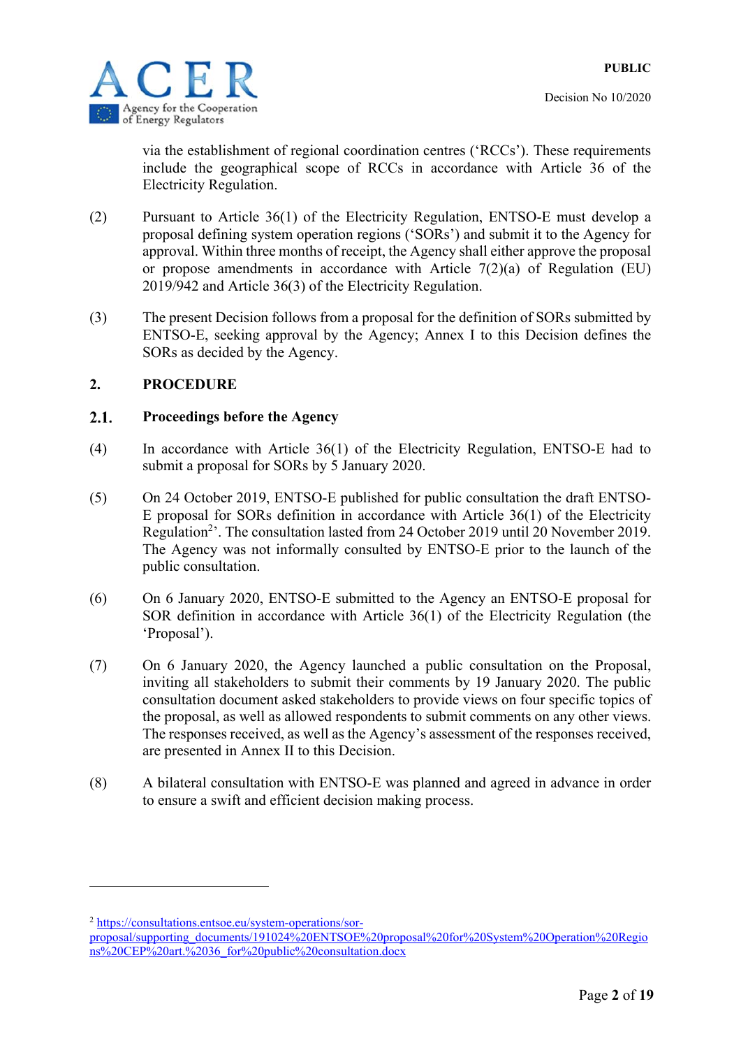via the establishment of regional coordination centres ('RCCs'). These requirements include the geographical scope of RCCs in accordance with Article 36 of the Electricity Regulation.

(2) Pursuant to Article 36(1) of the Electricity Regulation, ENTSO-E must develop a proposal defining system operation regions ('SORs') and submit it to the Agency for approval. Within three months of receipt, the Agency shall either approve the proposal or propose amendments in accordance with Article 7(2)(a) of Regulation (EU) 2019/942 and Article 36(3) of the Electricity Regulation.

(3) The present Decision follows from a proposal for the definition of SORs submitted by ENTSO-E, seeking approval by the Agency; Annex I to this Decision defines the SORs as decided by the Agency.

## 2. PROCEDURE

### 2.1. Proceedings before the Agency

(4) In accordance with Article 36(1) of the Electricity Regulation, ENTSO-E had to submit a proposal for SORs by 5 January 2020.

(5) On 24 October 2019, ENTSO-E published for public consultation the draft ENTSO-E proposal for SORs definition in accordance with Article 36(1) of the Electricity Regulation[2]'. The consultation lasted from 24 October 2019 until 20 November 2019. The Agency was not informally consulted by ENTSO-E prior to the launch of the public consultation.

(6) On 6 January 2020, ENTSO-E submitted to the Agency an ENTSO-E proposal for SOR definition in accordance with Article 36(1) of the Electricity Regulation (the 'Proposal').

(7) On 6 January 2020, the Agency launched a public consultation on the Proposal, inviting all stakeholders to submit their comments by 19 January 2020. The public consultation document asked stakeholders to provide views on four specific topics of the proposal, as well as allowed respondents to submit comments on any other views. The responses received, as well as the Agency's assessment of the responses received, are presented in Annex II to this Decision.

(8) A bilateral consultation with ENTSO-E was planned and agreed in advance in order to ensure a swift and efficient decision making process.

---

[2] https://consultations.entsoe.eu/system-operations/sor-proposal/supporting_documents/191024%20ENTSOE%20proposal%20for%20System%20Operation%20Regions%20CEP%20art.%2036_for%20public%20consultation.docx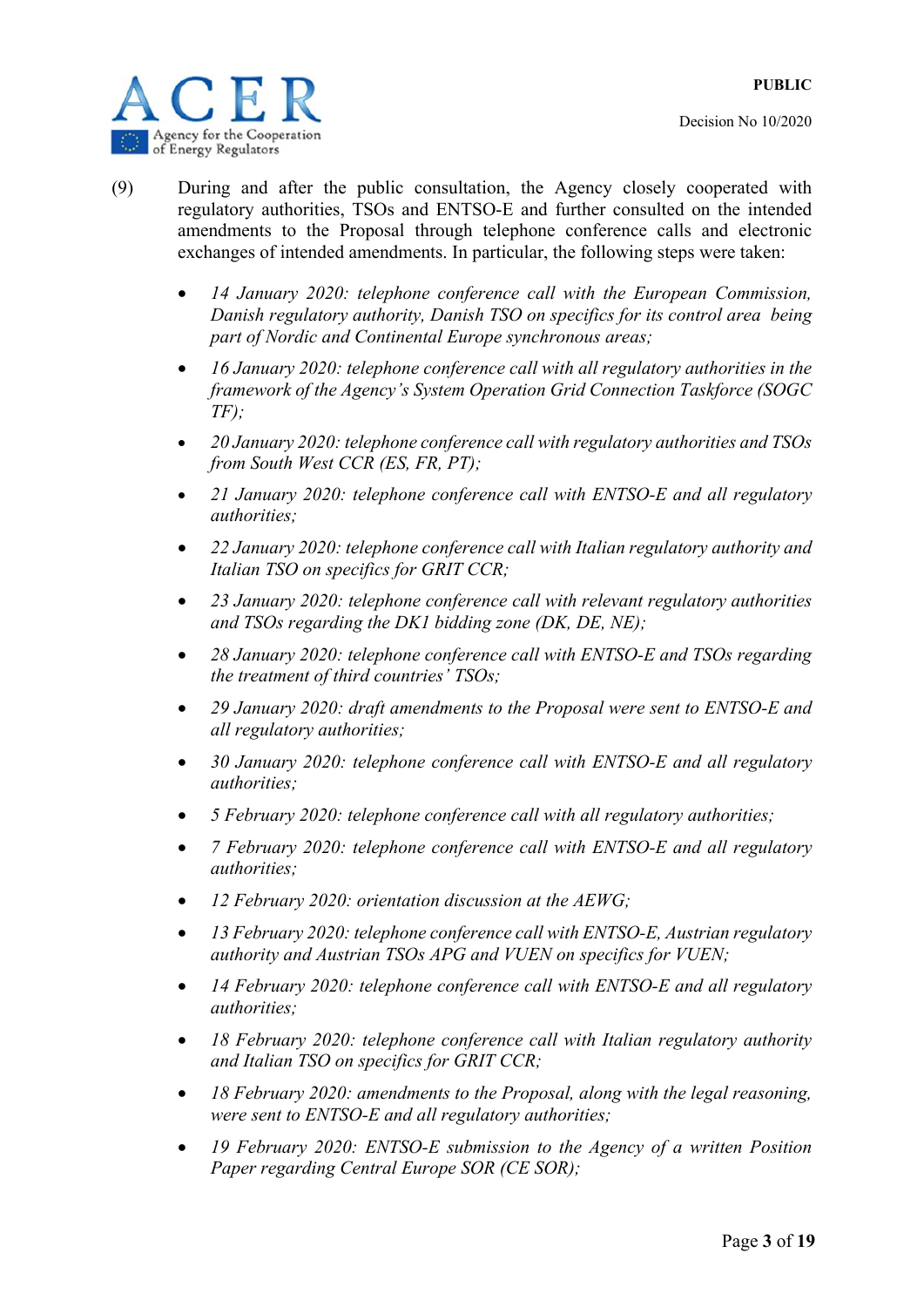(9) During and after the public consultation, the Agency closely cooperated with regulatory authorities, TSOs and ENTSO-E and further consulted on the intended amendments to the Proposal through telephone conference calls and electronic exchanges of intended amendments. In particular, the following steps were taken:

- *14 January 2020: telephone conference call with the European Commission, Danish regulatory authority, Danish TSO on specifics for its control area being part of Nordic and Continental Europe synchronous areas;*
- *16 January 2020: telephone conference call with all regulatory authorities in the framework of the Agency's System Operation Grid Connection Taskforce (SOGC TF);*
- *20 January 2020: telephone conference call with regulatory authorities and TSOs from South West CCR (ES, FR, PT);*
- *21 January 2020: telephone conference call with ENTSO-E and all regulatory authorities;*
- *22 January 2020: telephone conference call with Italian regulatory authority and Italian TSO on specifics for GRIT CCR;*
- *23 January 2020: telephone conference call with relevant regulatory authorities and TSOs regarding the DK1 bidding zone (DK, DE, NE);*
- *28 January 2020: telephone conference call with ENTSO-E and TSOs regarding the treatment of third countries' TSOs;*
- *29 January 2020: draft amendments to the Proposal were sent to ENTSO-E and all regulatory authorities;*
- *30 January 2020: telephone conference call with ENTSO-E and all regulatory authorities;*
- *5 February 2020: telephone conference call with all regulatory authorities;*
- *7 February 2020: telephone conference call with ENTSO-E and all regulatory authorities;*
- *12 February 2020: orientation discussion at the AEWG;*
- *13 February 2020: telephone conference call with ENTSO-E, Austrian regulatory authority and Austrian TSOs APG and VUEN on specifics for VUEN;*
- *14 February 2020: telephone conference call with ENTSO-E and all regulatory authorities;*
- *18 February 2020: telephone conference call with Italian regulatory authority and Italian TSO on specifics for GRIT CCR;*
- *18 February 2020: amendments to the Proposal, along with the legal reasoning, were sent to ENTSO-E and all regulatory authorities;*
- *19 February 2020: ENTSO-E submission to the Agency of a written Position Paper regarding Central Europe SOR (CE SOR);*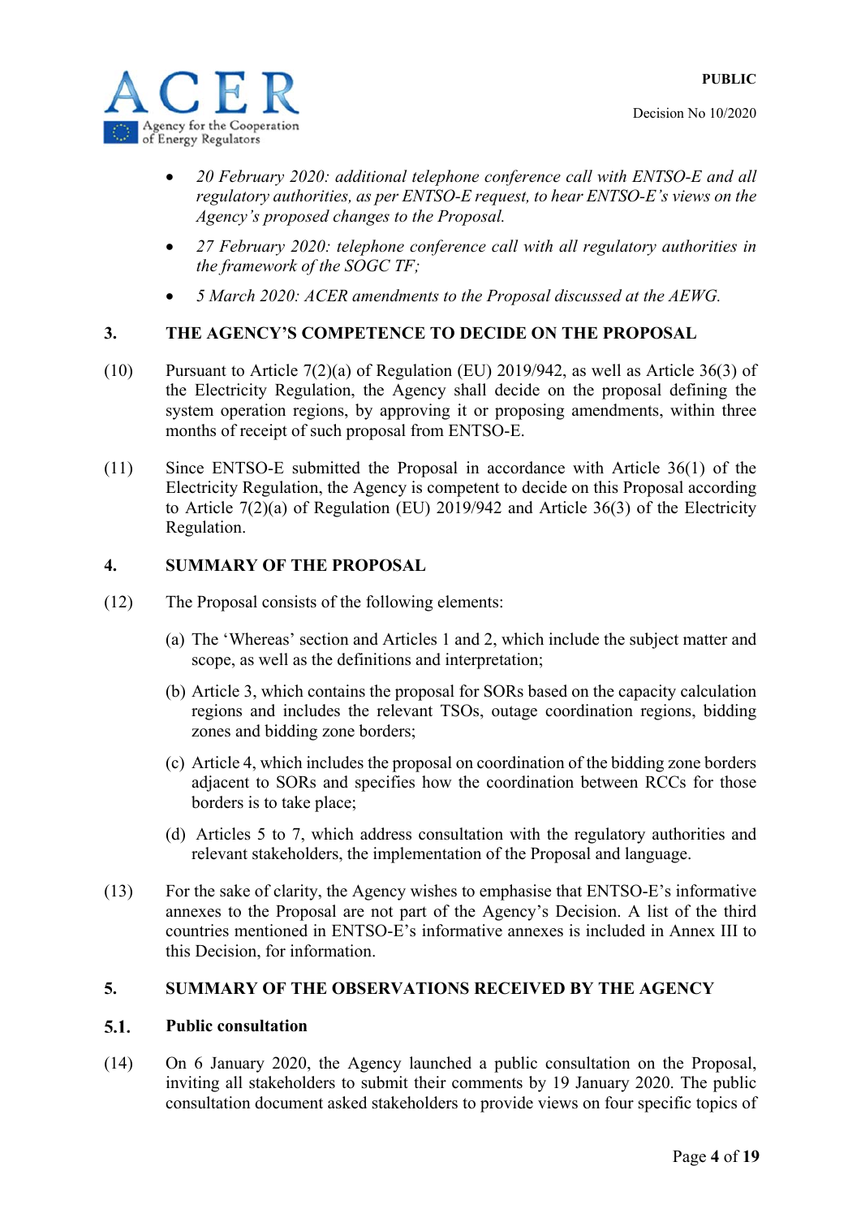- *20 February 2020: additional telephone conference call with ENTSO-E and all regulatory authorities, as per ENTSO-E request, to hear ENTSO-E's views on the Agency's proposed changes to the Proposal.*
- *27 February 2020: telephone conference call with all regulatory authorities in the framework of the SOGC TF;*
- *5 March 2020: ACER amendments to the Proposal discussed at the AEWG.*

## 3. THE AGENCY'S COMPETENCE TO DECIDE ON THE PROPOSAL

(10) Pursuant to Article 7(2)(a) of Regulation (EU) 2019/942, as well as Article 36(3) of the Electricity Regulation, the Agency shall decide on the proposal defining the system operation regions, by approving it or proposing amendments, within three months of receipt of such proposal from ENTSO-E.

(11) Since ENTSO-E submitted the Proposal in accordance with Article 36(1) of the Electricity Regulation, the Agency is competent to decide on this Proposal according to Article 7(2)(a) of Regulation (EU) 2019/942 and Article 36(3) of the Electricity Regulation.

## 4. SUMMARY OF THE PROPOSAL

(12) The Proposal consists of the following elements:

(a) The 'Whereas' section and Articles 1 and 2, which include the subject matter and scope, as well as the definitions and interpretation;

(b) Article 3, which contains the proposal for SORs based on the capacity calculation regions and includes the relevant TSOs, outage coordination regions, bidding zones and bidding zone borders;

(c) Article 4, which includes the proposal on coordination of the bidding zone borders adjacent to SORs and specifies how the coordination between RCCs for those borders is to take place;

(d) Articles 5 to 7, which address consultation with the regulatory authorities and relevant stakeholders, the implementation of the Proposal and language.

(13) For the sake of clarity, the Agency wishes to emphasise that ENTSO-E's informative annexes to the Proposal are not part of the Agency's Decision. A list of the third countries mentioned in ENTSO-E's informative annexes is included in Annex III to this Decision, for information.

## 5. SUMMARY OF THE OBSERVATIONS RECEIVED BY THE AGENCY

### 5.1. Public consultation

(14) On 6 January 2020, the Agency launched a public consultation on the Proposal, inviting all stakeholders to submit their comments by 19 January 2020. The public consultation document asked stakeholders to provide views on four specific topics of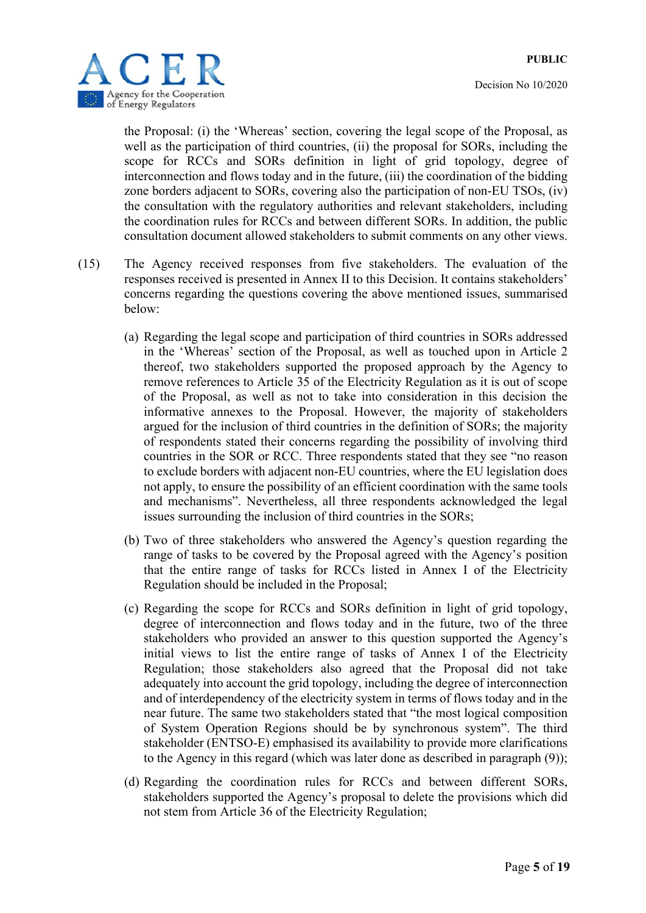the Proposal: (i) the 'Whereas' section, covering the legal scope of the Proposal, as well as the participation of third countries, (ii) the proposal for SORs, including the scope for RCCs and SORs definition in light of grid topology, degree of interconnection and flows today and in the future, (iii) the coordination of the bidding zone borders adjacent to SORs, covering also the participation of non-EU TSOs, (iv) the consultation with the regulatory authorities and relevant stakeholders, including the coordination rules for RCCs and between different SORs. In addition, the public consultation document allowed stakeholders to submit comments on any other views.

(15) The Agency received responses from five stakeholders. The evaluation of the responses received is presented in Annex II to this Decision. It contains stakeholders' concerns regarding the questions covering the above mentioned issues, summarised below:

(a) Regarding the legal scope and participation of third countries in SORs addressed in the 'Whereas' section of the Proposal, as well as touched upon in Article 2 thereof, two stakeholders supported the proposed approach by the Agency to remove references to Article 35 of the Electricity Regulation as it is out of scope of the Proposal, as well as not to take into consideration in this decision the informative annexes to the Proposal. However, the majority of stakeholders argued for the inclusion of third countries in the definition of SORs; the majority of respondents stated their concerns regarding the possibility of involving third countries in the SOR or RCC. Three respondents stated that they see "no reason to exclude borders with adjacent non-EU countries, where the EU legislation does not apply, to ensure the possibility of an efficient coordination with the same tools and mechanisms". Nevertheless, all three respondents acknowledged the legal issues surrounding the inclusion of third countries in the SORs;

(b) Two of three stakeholders who answered the Agency's question regarding the range of tasks to be covered by the Proposal agreed with the Agency's position that the entire range of tasks for RCCs listed in Annex I of the Electricity Regulation should be included in the Proposal;

(c) Regarding the scope for RCCs and SORs definition in light of grid topology, degree of interconnection and flows today and in the future, two of the three stakeholders who provided an answer to this question supported the Agency's initial views to list the entire range of tasks of Annex I of the Electricity Regulation; those stakeholders also agreed that the Proposal did not take adequately into account the grid topology, including the degree of interconnection and of interdependency of the electricity system in terms of flows today and in the near future. The same two stakeholders stated that "the most logical composition of System Operation Regions should be by synchronous system". The third stakeholder (ENTSO-E) emphasised its availability to provide more clarifications to the Agency in this regard (which was later done as described in paragraph (9));

(d) Regarding the coordination rules for RCCs and between different SORs, stakeholders supported the Agency's proposal to delete the provisions which did not stem from Article 36 of the Electricity Regulation;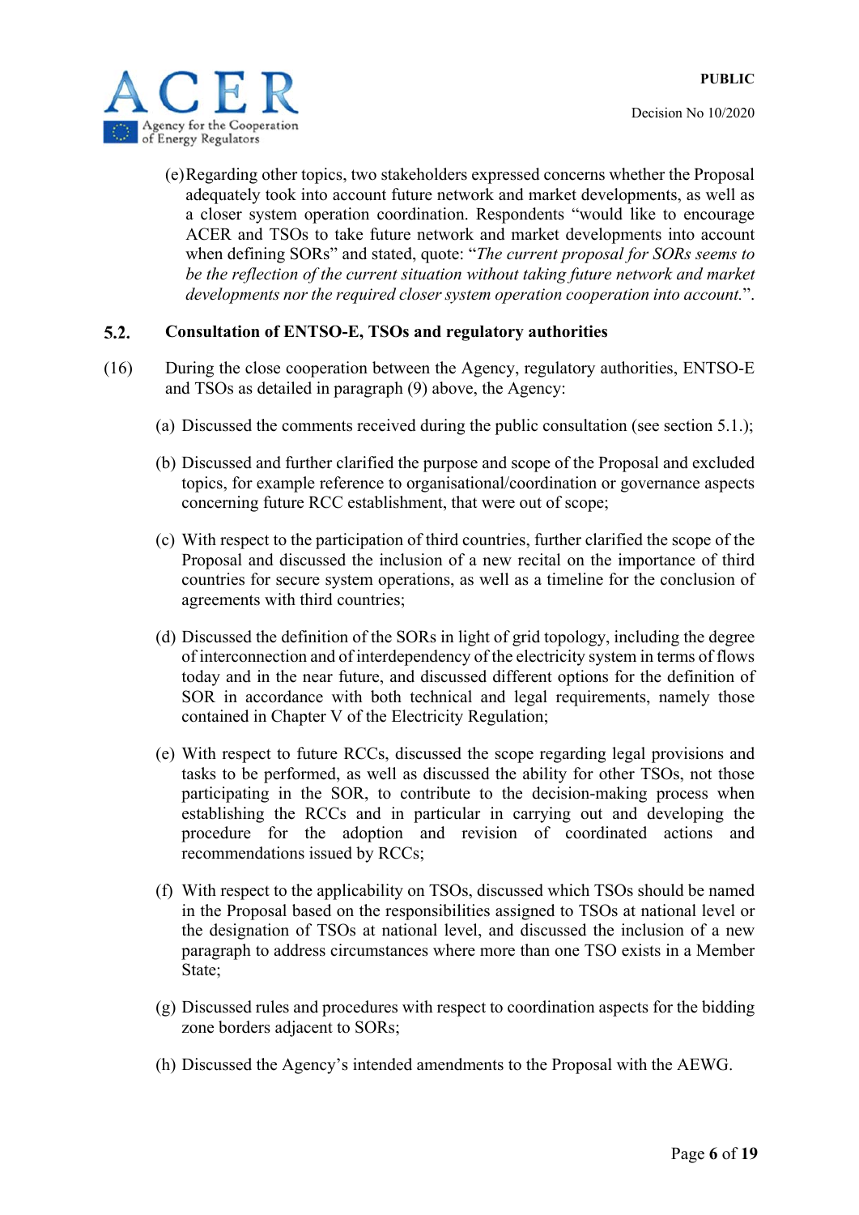(e) Regarding other topics, two stakeholders expressed concerns whether the Proposal adequately took into account future network and market developments, as well as a closer system operation coordination. Respondents "would like to encourage ACER and TSOs to take future network and market developments into account when defining SORs" and stated, quote: "*The current proposal for SORs seems to be the reflection of the current situation without taking future network and market developments nor the required closer system operation cooperation into account.*".

## 5.2. Consultation of ENTSO-E, TSOs and regulatory authorities

(16) During the close cooperation between the Agency, regulatory authorities, ENTSO-E and TSOs as detailed in paragraph (9) above, the Agency:

(a) Discussed the comments received during the public consultation (see section 5.1.);

(b) Discussed and further clarified the purpose and scope of the Proposal and excluded topics, for example reference to organisational/coordination or governance aspects concerning future RCC establishment, that were out of scope;

(c) With respect to the participation of third countries, further clarified the scope of the Proposal and discussed the inclusion of a new recital on the importance of third countries for secure system operations, as well as a timeline for the conclusion of agreements with third countries;

(d) Discussed the definition of the SORs in light of grid topology, including the degree of interconnection and of interdependency of the electricity system in terms of flows today and in the near future, and discussed different options for the definition of SOR in accordance with both technical and legal requirements, namely those contained in Chapter V of the Electricity Regulation;

(e) With respect to future RCCs, discussed the scope regarding legal provisions and tasks to be performed, as well as discussed the ability for other TSOs, not those participating in the SOR, to contribute to the decision-making process when establishing the RCCs and in particular in carrying out and developing the procedure for the adoption and revision of coordinated actions and recommendations issued by RCCs;

(f) With respect to the applicability on TSOs, discussed which TSOs should be named in the Proposal based on the responsibilities assigned to TSOs at national level or the designation of TSOs at national level, and discussed the inclusion of a new paragraph to address circumstances where more than one TSO exists in a Member State;

(g) Discussed rules and procedures with respect to coordination aspects for the bidding zone borders adjacent to SORs;

(h) Discussed the Agency's intended amendments to the Proposal with the AEWG.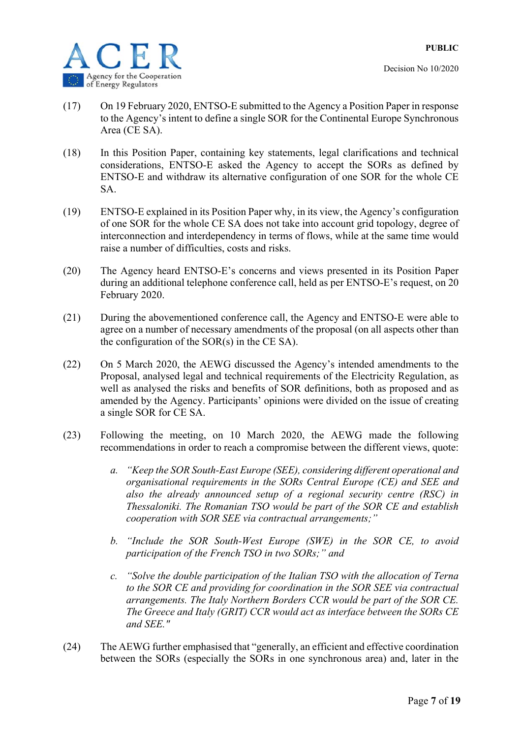(17) On 19 February 2020, ENTSO-E submitted to the Agency a Position Paper in response to the Agency's intent to define a single SOR for the Continental Europe Synchronous Area (CE SA).

(18) In this Position Paper, containing key statements, legal clarifications and technical considerations, ENTSO-E asked the Agency to accept the SORs as defined by ENTSO-E and withdraw its alternative configuration of one SOR for the whole CE SA.

(19) ENTSO-E explained in its Position Paper why, in its view, the Agency's configuration of one SOR for the whole CE SA does not take into account grid topology, degree of interconnection and interdependency in terms of flows, while at the same time would raise a number of difficulties, costs and risks.

(20) The Agency heard ENTSO-E's concerns and views presented in its Position Paper during an additional telephone conference call, held as per ENTSO-E's request, on 20 February 2020.

(21) During the abovementioned conference call, the Agency and ENTSO-E were able to agree on a number of necessary amendments of the proposal (on all aspects other than the configuration of the SOR(s) in the CE SA).

(22) On 5 March 2020, the AEWG discussed the Agency's intended amendments to the Proposal, analysed legal and technical requirements of the Electricity Regulation, as well as analysed the risks and benefits of SOR definitions, both as proposed and as amended by the Agency. Participants' opinions were divided on the issue of creating a single SOR for CE SA.

(23) Following the meeting, on 10 March 2020, the AEWG made the following recommendations in order to reach a compromise between the different views, quote:

   a. *"Keep the SOR South-East Europe (SEE), considering different operational and organisational requirements in the SORs Central Europe (CE) and SEE and also the already announced setup of a regional security centre (RSC) in Thessaloniki. The Romanian TSO would be part of the SOR CE and establish cooperation with SOR SEE via contractual arrangements;"*

   b. *"Include the SOR South-West Europe (SWE) in the SOR CE, to avoid participation of the French TSO in two SORs;"* and

   c. *"Solve the double participation of the Italian TSO with the allocation of Terna to the SOR CE and providing for coordination in the SOR SEE via contractual arrangements. The Italy Northern Borders CCR would be part of the SOR CE. The Greece and Italy (GRIT) CCR would act as interface between the SORs CE and SEE."*

(24) The AEWG further emphasised that "generally, an efficient and effective coordination between the SORs (especially the SORs in one synchronous area) and, later in the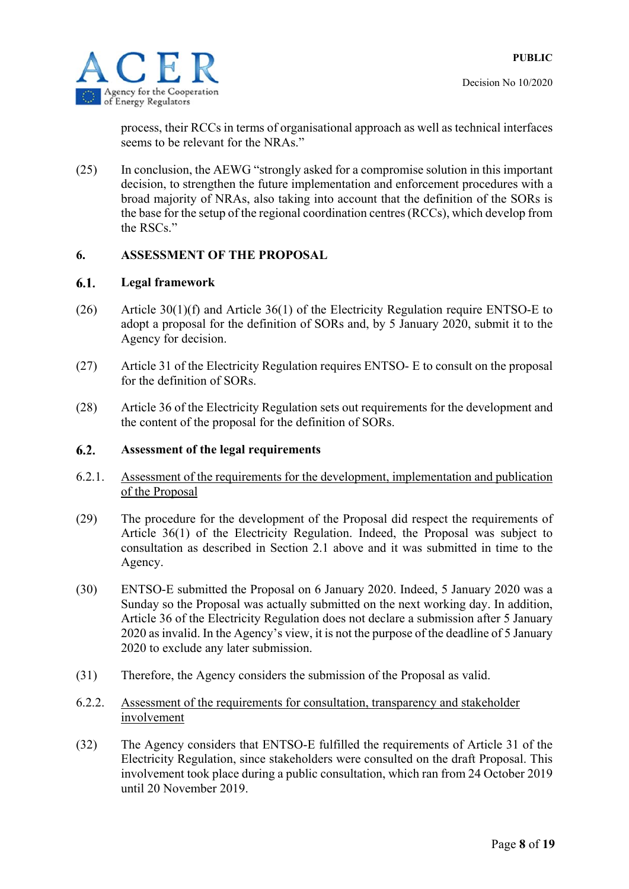process, their RCCs in terms of organisational approach as well as technical interfaces seems to be relevant for the NRAs."

(25) In conclusion, the AEWG "strongly asked for a compromise solution in this important decision, to strengthen the future implementation and enforcement procedures with a broad majority of NRAs, also taking into account that the definition of the SORs is the base for the setup of the regional coordination centres (RCCs), which develop from the RSCs."

## 6. ASSESSMENT OF THE PROPOSAL

### 6.1. Legal framework

(26) Article 30(1)(f) and Article 36(1) of the Electricity Regulation require ENTSO-E to adopt a proposal for the definition of SORs and, by 5 January 2020, submit it to the Agency for decision.

(27) Article 31 of the Electricity Regulation requires ENTSO- E to consult on the proposal for the definition of SORs.

(28) Article 36 of the Electricity Regulation sets out requirements for the development and the content of the proposal for the definition of SORs.

### 6.2. Assessment of the legal requirements

#### 6.2.1. <u>Assessment of the requirements for the development, implementation and publication of the Proposal</u>

(29) The procedure for the development of the Proposal did respect the requirements of Article 36(1) of the Electricity Regulation. Indeed, the Proposal was subject to consultation as described in Section 2.1 above and it was submitted in time to the Agency.

(30) ENTSO-E submitted the Proposal on 6 January 2020. Indeed, 5 January 2020 was a Sunday so the Proposal was actually submitted on the next working day. In addition, Article 36 of the Electricity Regulation does not declare a submission after 5 January 2020 as invalid. In the Agency's view, it is not the purpose of the deadline of 5 January 2020 to exclude any later submission.

(31) Therefore, the Agency considers the submission of the Proposal as valid.

#### 6.2.2. <u>Assessment of the requirements for consultation, transparency and stakeholder involvement</u>

(32) The Agency considers that ENTSO-E fulfilled the requirements of Article 31 of the Electricity Regulation, since stakeholders were consulted on the draft Proposal. This involvement took place during a public consultation, which ran from 24 October 2019 until 20 November 2019.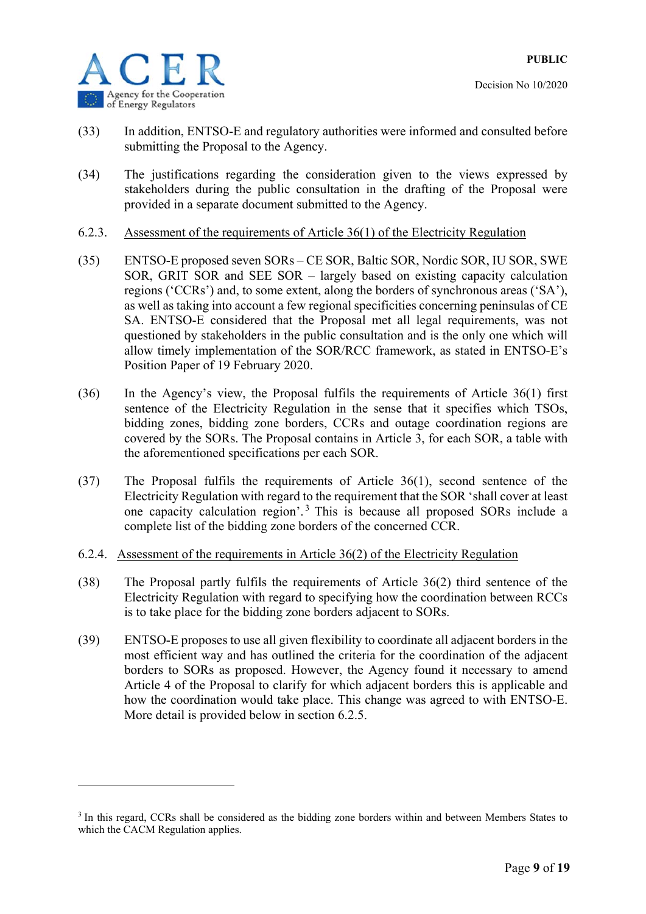(33) In addition, ENTSO-E and regulatory authorities were informed and consulted before submitting the Proposal to the Agency.

(34) The justifications regarding the consideration given to the views expressed by stakeholders during the public consultation in the drafting of the Proposal were provided in a separate document submitted to the Agency.

### 6.2.3. Assessment of the requirements of Article 36(1) of the Electricity Regulation

(35) ENTSO-E proposed seven SORs – CE SOR, Baltic SOR, Nordic SOR, IU SOR, SWE SOR, GRIT SOR and SEE SOR – largely based on existing capacity calculation regions ('CCRs') and, to some extent, along the borders of synchronous areas ('SA'), as well as taking into account a few regional specificities concerning peninsulas of CE SA. ENTSO-E considered that the Proposal met all legal requirements, was not questioned by stakeholders in the public consultation and is the only one which will allow timely implementation of the SOR/RCC framework, as stated in ENTSO-E's Position Paper of 19 February 2020.

(36) In the Agency's view, the Proposal fulfils the requirements of Article 36(1) first sentence of the Electricity Regulation in the sense that it specifies which TSOs, bidding zones, bidding zone borders, CCRs and outage coordination regions are covered by the SORs. The Proposal contains in Article 3, for each SOR, a table with the aforementioned specifications per each SOR.

(37) The Proposal fulfils the requirements of Article 36(1), second sentence of the Electricity Regulation with regard to the requirement that the SOR 'shall cover at least one capacity calculation region'.[3] This is because all proposed SORs include a complete list of the bidding zone borders of the concerned CCR.

### 6.2.4. Assessment of the requirements in Article 36(2) of the Electricity Regulation

(38) The Proposal partly fulfils the requirements of Article 36(2) third sentence of the Electricity Regulation with regard to specifying how the coordination between RCCs is to take place for the bidding zone borders adjacent to SORs.

(39) ENTSO-E proposes to use all given flexibility to coordinate all adjacent borders in the most efficient way and has outlined the criteria for the coordination of the adjacent borders to SORs as proposed. However, the Agency found it necessary to amend Article 4 of the Proposal to clarify for which adjacent borders this is applicable and how the coordination would take place. This change was agreed to with ENTSO-E. More detail is provided below in section 6.2.5.

---

[3] In this regard, CCRs shall be considered as the bidding zone borders within and between Members States to which the CACM Regulation applies.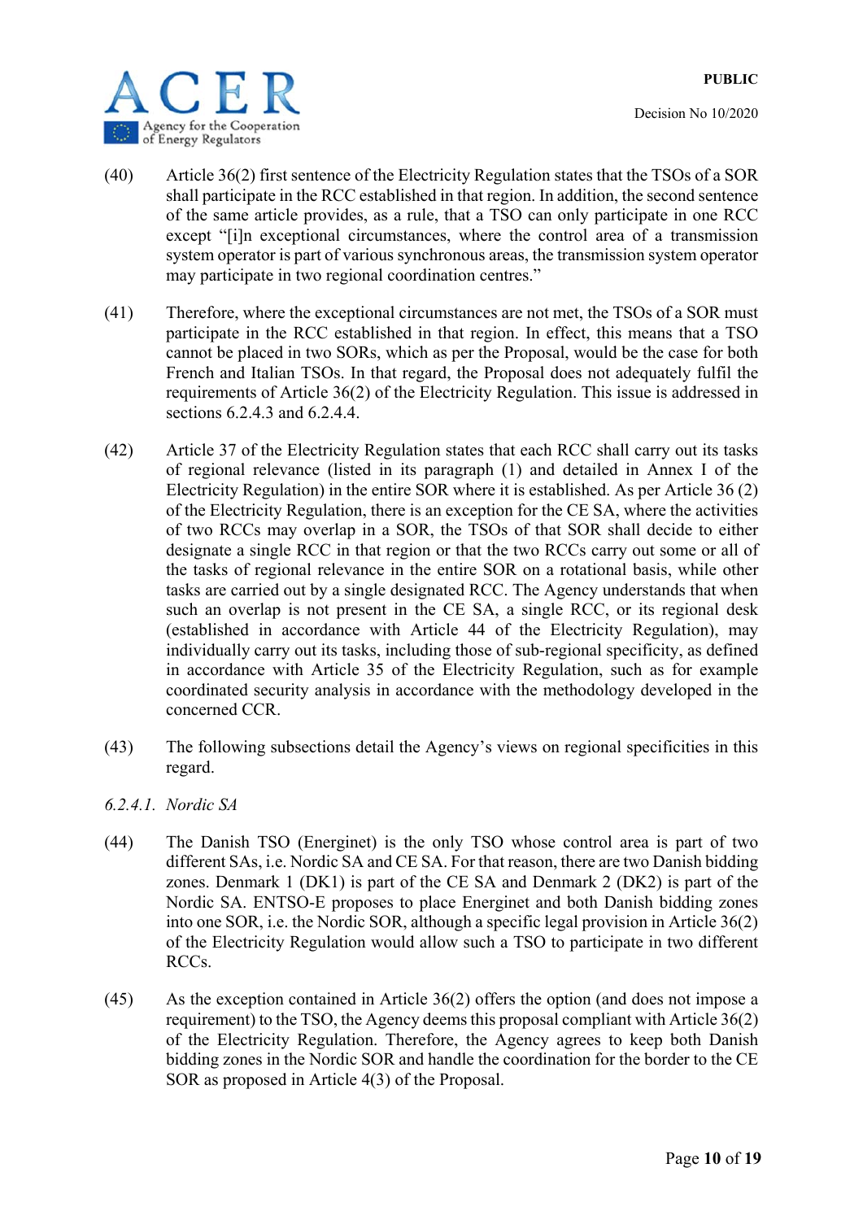(40) Article 36(2) first sentence of the Electricity Regulation states that the TSOs of a SOR shall participate in the RCC established in that region. In addition, the second sentence of the same article provides, as a rule, that a TSO can only participate in one RCC except "[i]n exceptional circumstances, where the control area of a transmission system operator is part of various synchronous areas, the transmission system operator may participate in two regional coordination centres."

(41) Therefore, where the exceptional circumstances are not met, the TSOs of a SOR must participate in the RCC established in that region. In effect, this means that a TSO cannot be placed in two SORs, which as per the Proposal, would be the case for both French and Italian TSOs. In that regard, the Proposal does not adequately fulfil the requirements of Article 36(2) of the Electricity Regulation. This issue is addressed in sections 6.2.4.3 and 6.2.4.4.

(42) Article 37 of the Electricity Regulation states that each RCC shall carry out its tasks of regional relevance (listed in its paragraph (1) and detailed in Annex I of the Electricity Regulation) in the entire SOR where it is established. As per Article 36 (2) of the Electricity Regulation, there is an exception for the CE SA, where the activities of two RCCs may overlap in a SOR, the TSOs of that SOR shall decide to either designate a single RCC in that region or that the two RCCs carry out some or all of the tasks of regional relevance in the entire SOR on a rotational basis, while other tasks are carried out by a single designated RCC. The Agency understands that when such an overlap is not present in the CE SA, a single RCC, or its regional desk (established in accordance with Article 44 of the Electricity Regulation), may individually carry out its tasks, including those of sub-regional specificity, as defined in accordance with Article 35 of the Electricity Regulation, such as for example coordinated security analysis in accordance with the methodology developed in the concerned CCR.

(43) The following subsections detail the Agency's views on regional specificities in this regard.

*6.2.4.1. Nordic SA*

(44) The Danish TSO (Energinet) is the only TSO whose control area is part of two different SAs, i.e. Nordic SA and CE SA. For that reason, there are two Danish bidding zones. Denmark 1 (DK1) is part of the CE SA and Denmark 2 (DK2) is part of the Nordic SA. ENTSO-E proposes to place Energinet and both Danish bidding zones into one SOR, i.e. the Nordic SOR, although a specific legal provision in Article 36(2) of the Electricity Regulation would allow such a TSO to participate in two different RCCs.

(45) As the exception contained in Article 36(2) offers the option (and does not impose a requirement) to the TSO, the Agency deems this proposal compliant with Article 36(2) of the Electricity Regulation. Therefore, the Agency agrees to keep both Danish bidding zones in the Nordic SOR and handle the coordination for the border to the CE SOR as proposed in Article 4(3) of the Proposal.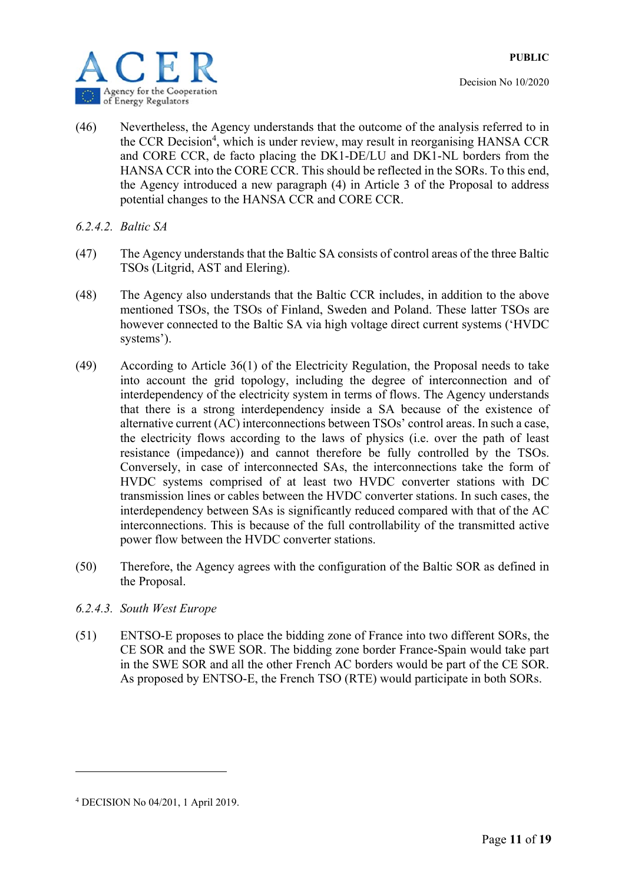(46) Nevertheless, the Agency understands that the outcome of the analysis referred to in the CCR Decision[4], which is under review, may result in reorganising HANSA CCR and CORE CCR, de facto placing the DK1-DE/LU and DK1-NL borders from the HANSA CCR into the CORE CCR. This should be reflected in the SORs. To this end, the Agency introduced a new paragraph (4) in Article 3 of the Proposal to address potential changes to the HANSA CCR and CORE CCR.

*6.2.4.2. Baltic SA*

(47) The Agency understands that the Baltic SA consists of control areas of the three Baltic TSOs (Litgrid, AST and Elering).

(48) The Agency also understands that the Baltic CCR includes, in addition to the above mentioned TSOs, the TSOs of Finland, Sweden and Poland. These latter TSOs are however connected to the Baltic SA via high voltage direct current systems ('HVDC systems').

(49) According to Article 36(1) of the Electricity Regulation, the Proposal needs to take into account the grid topology, including the degree of interconnection and of interdependency of the electricity system in terms of flows. The Agency understands that there is a strong interdependency inside a SA because of the existence of alternative current (AC) interconnections between TSOs' control areas. In such a case, the electricity flows according to the laws of physics (i.e. over the path of least resistance (impedance)) and cannot therefore be fully controlled by the TSOs. Conversely, in case of interconnected SAs, the interconnections take the form of HVDC systems comprised of at least two HVDC converter stations with DC transmission lines or cables between the HVDC converter stations. In such cases, the interdependency between SAs is significantly reduced compared with that of the AC interconnections. This is because of the full controllability of the transmitted active power flow between the HVDC converter stations.

(50) Therefore, the Agency agrees with the configuration of the Baltic SOR as defined in the Proposal.

*6.2.4.3. South West Europe*

(51) ENTSO-E proposes to place the bidding zone of France into two different SORs, the CE SOR and the SWE SOR. The bidding zone border France-Spain would take part in the SWE SOR and all the other French AC borders would be part of the CE SOR. As proposed by ENTSO-E, the French TSO (RTE) would participate in both SORs.

[4] DECISION No 04/201, 1 April 2019.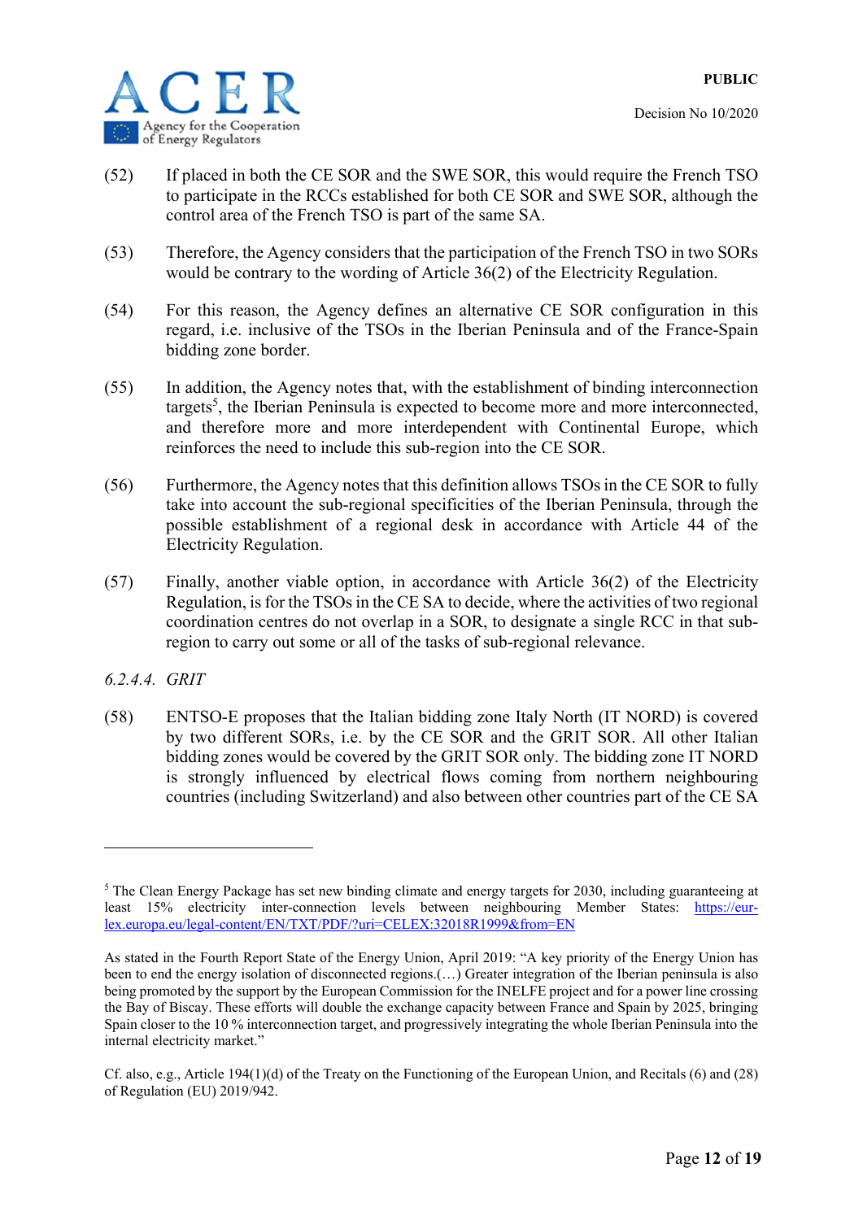(52) If placed in both the CE SOR and the SWE SOR, this would require the French TSO to participate in the RCCs established for both CE SOR and SWE SOR, although the control area of the French TSO is part of the same SA.

(53) Therefore, the Agency considers that the participation of the French TSO in two SORs would be contrary to the wording of Article 36(2) of the Electricity Regulation.

(54) For this reason, the Agency defines an alternative CE SOR configuration in this regard, i.e. inclusive of the TSOs in the Iberian Peninsula and of the France-Spain bidding zone border.

(55) In addition, the Agency notes that, with the establishment of binding interconnection targets[5], the Iberian Peninsula is expected to become more and more interconnected, and therefore more and more interdependent with Continental Europe, which reinforces the need to include this sub-region into the CE SOR.

(56) Furthermore, the Agency notes that this definition allows TSOs in the CE SOR to fully take into account the sub-regional specificities of the Iberian Peninsula, through the possible establishment of a regional desk in accordance with Article 44 of the Electricity Regulation.

(57) Finally, another viable option, in accordance with Article 36(2) of the Electricity Regulation, is for the TSOs in the CE SA to decide, where the activities of two regional coordination centres do not overlap in a SOR, to designate a single RCC in that sub-region to carry out some or all of the tasks of sub-regional relevance.

*6.2.4.4. GRIT*

(58) ENTSO-E proposes that the Italian bidding zone Italy North (IT NORD) is covered by two different SORs, i.e. by the CE SOR and the GRIT SOR. All other Italian bidding zones would be covered by the GRIT SOR only. The bidding zone IT NORD is strongly influenced by electrical flows coming from northern neighbouring countries (including Switzerland) and also between other countries part of the CE SA

---

[5] The Clean Energy Package has set new binding climate and energy targets for 2030, including guaranteeing at least 15% electricity inter-connection levels between neighbouring Member States: https://eur-lex.europa.eu/legal-content/EN/TXT/PDF/?uri=CELEX:32018R1999&from=EN

As stated in the Fourth Report State of the Energy Union, April 2019: "A key priority of the Energy Union has been to end the energy isolation of disconnected regions.(…) Greater integration of the Iberian peninsula is also being promoted by the support by the European Commission for the INELFE project and for a power line crossing the Bay of Biscay. These efforts will double the exchange capacity between France and Spain by 2025, bringing Spain closer to the 10 % interconnection target, and progressively integrating the whole Iberian Peninsula into the internal electricity market."

Cf. also, e.g., Article 194(1)(d) of the Treaty on the Functioning of the European Union, and Recitals (6) and (28) of Regulation (EU) 2019/942.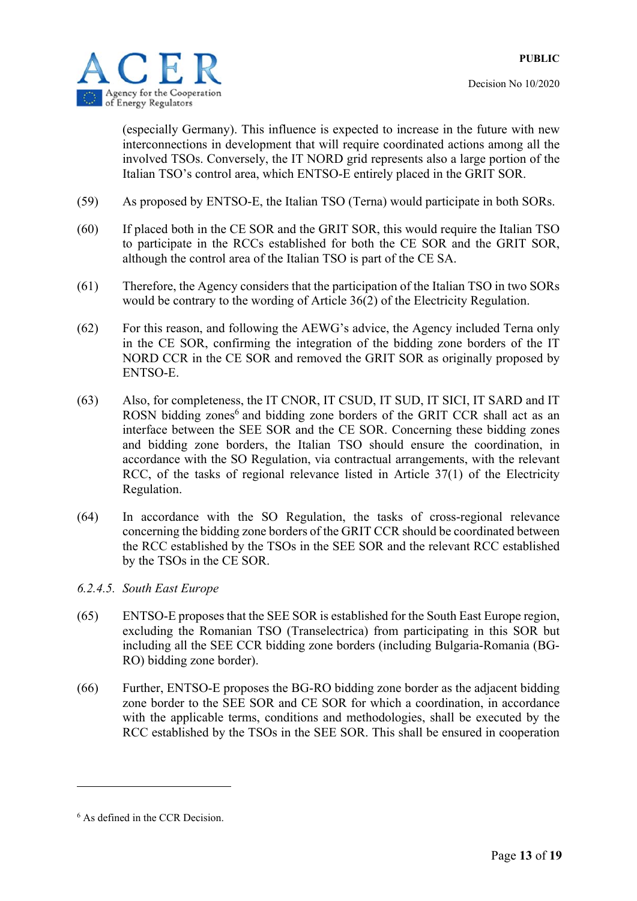(especially Germany). This influence is expected to increase in the future with new interconnections in development that will require coordinated actions among all the involved TSOs. Conversely, the IT NORD grid represents also a large portion of the Italian TSO's control area, which ENTSO-E entirely placed in the GRIT SOR.

(59) As proposed by ENTSO-E, the Italian TSO (Terna) would participate in both SORs.

(60) If placed both in the CE SOR and the GRIT SOR, this would require the Italian TSO to participate in the RCCs established for both the CE SOR and the GRIT SOR, although the control area of the Italian TSO is part of the CE SA.

(61) Therefore, the Agency considers that the participation of the Italian TSO in two SORs would be contrary to the wording of Article 36(2) of the Electricity Regulation.

(62) For this reason, and following the AEWG's advice, the Agency included Terna only in the CE SOR, confirming the integration of the bidding zone borders of the IT NORD CCR in the CE SOR and removed the GRIT SOR as originally proposed by ENTSO-E.

(63) Also, for completeness, the IT CNOR, IT CSUD, IT SUD, IT SICI, IT SARD and IT ROSN bidding zones[6] and bidding zone borders of the GRIT CCR shall act as an interface between the SEE SOR and the CE SOR. Concerning these bidding zones and bidding zone borders, the Italian TSO should ensure the coordination, in accordance with the SO Regulation, via contractual arrangements, with the relevant RCC, of the tasks of regional relevance listed in Article 37(1) of the Electricity Regulation.

(64) In accordance with the SO Regulation, the tasks of cross-regional relevance concerning the bidding zone borders of the GRIT CCR should be coordinated between the RCC established by the TSOs in the SEE SOR and the relevant RCC established by the TSOs in the CE SOR.

*6.2.4.5. South East Europe*

(65) ENTSO-E proposes that the SEE SOR is established for the South East Europe region, excluding the Romanian TSO (Transelectrica) from participating in this SOR but including all the SEE CCR bidding zone borders (including Bulgaria-Romania (BG-RO) bidding zone border).

(66) Further, ENTSO-E proposes the BG-RO bidding zone border as the adjacent bidding zone border to the SEE SOR and CE SOR for which a coordination, in accordance with the applicable terms, conditions and methodologies, shall be executed by the RCC established by the TSOs in the SEE SOR. This shall be ensured in cooperation

---

[6] As defined in the CCR Decision.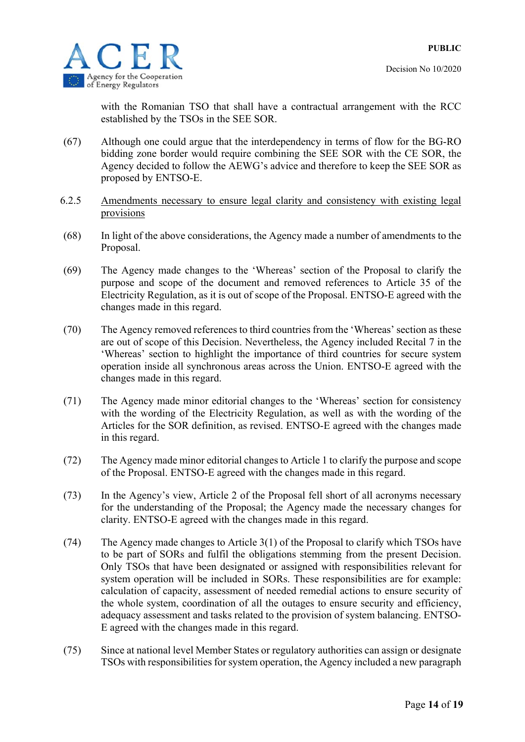with the Romanian TSO that shall have a contractual arrangement with the RCC established by the TSOs in the SEE SOR.

(67) Although one could argue that the interdependency in terms of flow for the BG-RO bidding zone border would require combining the SEE SOR with the CE SOR, the Agency decided to follow the AEWG's advice and therefore to keep the SEE SOR as proposed by ENTSO-E.

6.2.5 <u>Amendments necessary to ensure legal clarity and consistency with existing legal provisions</u>

(68) In light of the above considerations, the Agency made a number of amendments to the Proposal.

(69) The Agency made changes to the 'Whereas' section of the Proposal to clarify the purpose and scope of the document and removed references to Article 35 of the Electricity Regulation, as it is out of scope of the Proposal. ENTSO-E agreed with the changes made in this regard.

(70) The Agency removed references to third countries from the 'Whereas' section as these are out of scope of this Decision. Nevertheless, the Agency included Recital 7 in the 'Whereas' section to highlight the importance of third countries for secure system operation inside all synchronous areas across the Union. ENTSO-E agreed with the changes made in this regard.

(71) The Agency made minor editorial changes to the 'Whereas' section for consistency with the wording of the Electricity Regulation, as well as with the wording of the Articles for the SOR definition, as revised. ENTSO-E agreed with the changes made in this regard.

(72) The Agency made minor editorial changes to Article 1 to clarify the purpose and scope of the Proposal. ENTSO-E agreed with the changes made in this regard.

(73) In the Agency's view, Article 2 of the Proposal fell short of all acronyms necessary for the understanding of the Proposal; the Agency made the necessary changes for clarity. ENTSO-E agreed with the changes made in this regard.

(74) The Agency made changes to Article 3(1) of the Proposal to clarify which TSOs have to be part of SORs and fulfil the obligations stemming from the present Decision. Only TSOs that have been designated or assigned with responsibilities relevant for system operation will be included in SORs. These responsibilities are for example: calculation of capacity, assessment of needed remedial actions to ensure security of the whole system, coordination of all the outages to ensure security and efficiency, adequacy assessment and tasks related to the provision of system balancing. ENTSO-E agreed with the changes made in this regard.

(75) Since at national level Member States or regulatory authorities can assign or designate TSOs with responsibilities for system operation, the Agency included a new paragraph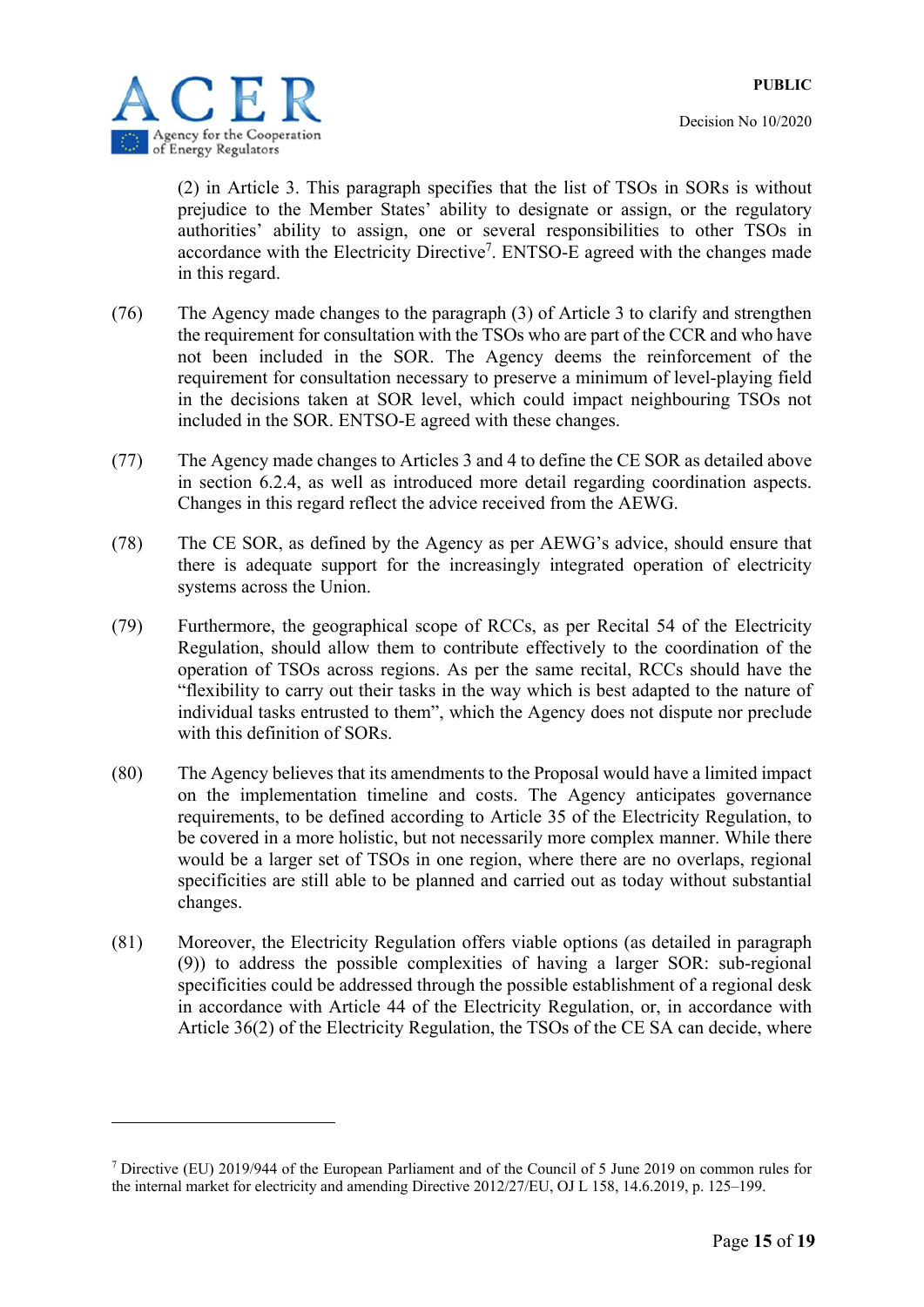(2) in Article 3. This paragraph specifies that the list of TSOs in SORs is without prejudice to the Member States' ability to designate or assign, or the regulatory authorities' ability to assign, one or several responsibilities to other TSOs in accordance with the Electricity Directive[7]. ENTSO-E agreed with the changes made in this regard.

(76) The Agency made changes to the paragraph (3) of Article 3 to clarify and strengthen the requirement for consultation with the TSOs who are part of the CCR and who have not been included in the SOR. The Agency deems the reinforcement of the requirement for consultation necessary to preserve a minimum of level-playing field in the decisions taken at SOR level, which could impact neighbouring TSOs not included in the SOR. ENTSO-E agreed with these changes.

(77) The Agency made changes to Articles 3 and 4 to define the CE SOR as detailed above in section 6.2.4, as well as introduced more detail regarding coordination aspects. Changes in this regard reflect the advice received from the AEWG.

(78) The CE SOR, as defined by the Agency as per AEWG's advice, should ensure that there is adequate support for the increasingly integrated operation of electricity systems across the Union.

(79) Furthermore, the geographical scope of RCCs, as per Recital 54 of the Electricity Regulation, should allow them to contribute effectively to the coordination of the operation of TSOs across regions. As per the same recital, RCCs should have the "flexibility to carry out their tasks in the way which is best adapted to the nature of individual tasks entrusted to them", which the Agency does not dispute nor preclude with this definition of SORs.

(80) The Agency believes that its amendments to the Proposal would have a limited impact on the implementation timeline and costs. The Agency anticipates governance requirements, to be defined according to Article 35 of the Electricity Regulation, to be covered in a more holistic, but not necessarily more complex manner. While there would be a larger set of TSOs in one region, where there are no overlaps, regional specificities are still able to be planned and carried out as today without substantial changes.

(81) Moreover, the Electricity Regulation offers viable options (as detailed in paragraph (9)) to address the possible complexities of having a larger SOR: sub-regional specificities could be addressed through the possible establishment of a regional desk in accordance with Article 44 of the Electricity Regulation, or, in accordance with Article 36(2) of the Electricity Regulation, the TSOs of the CE SA can decide, where

---

[7] Directive (EU) 2019/944 of the European Parliament and of the Council of 5 June 2019 on common rules for the internal market for electricity and amending Directive 2012/27/EU, OJ L 158, 14.6.2019, p. 125–199.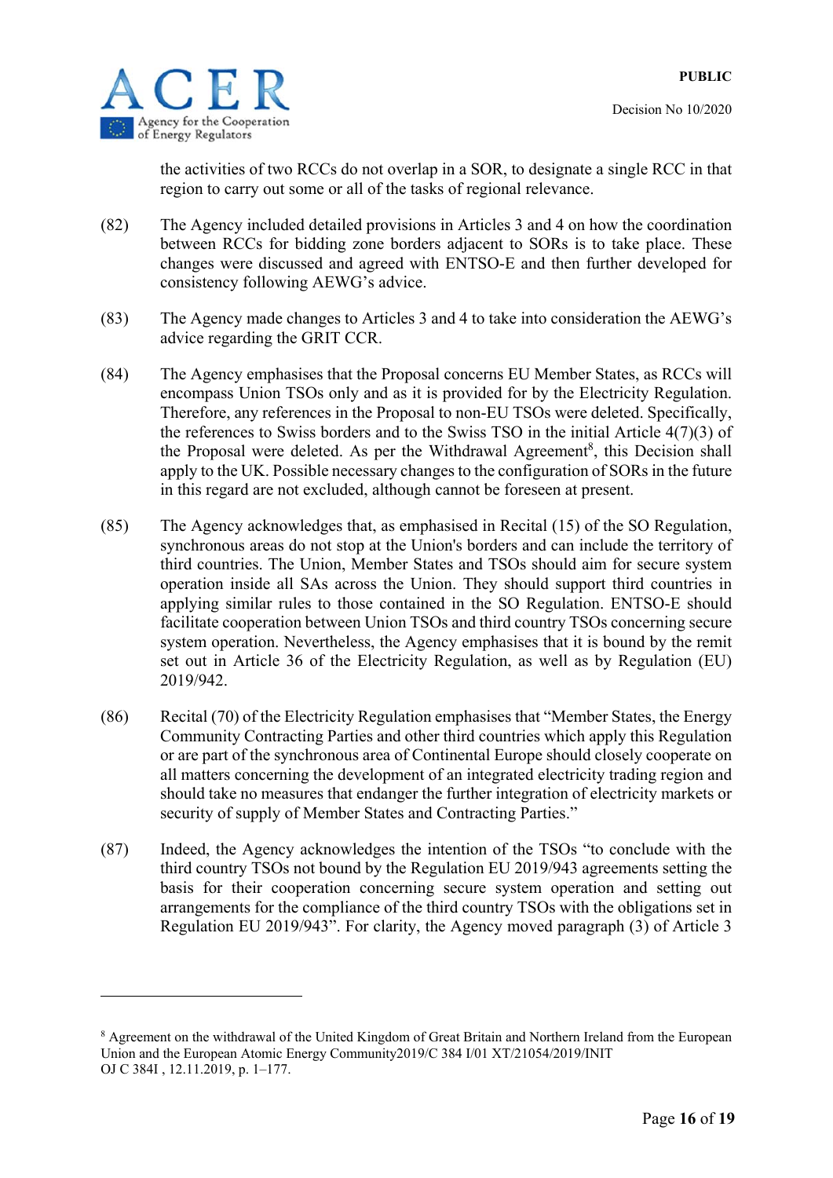the activities of two RCCs do not overlap in a SOR, to designate a single RCC in that region to carry out some or all of the tasks of regional relevance.

(82) The Agency included detailed provisions in Articles 3 and 4 on how the coordination between RCCs for bidding zone borders adjacent to SORs is to take place. These changes were discussed and agreed with ENTSO-E and then further developed for consistency following AEWG's advice.

(83) The Agency made changes to Articles 3 and 4 to take into consideration the AEWG's advice regarding the GRIT CCR.

(84) The Agency emphasises that the Proposal concerns EU Member States, as RCCs will encompass Union TSOs only and as it is provided for by the Electricity Regulation. Therefore, any references in the Proposal to non-EU TSOs were deleted. Specifically, the references to Swiss borders and to the Swiss TSO in the initial Article 4(7)(3) of the Proposal were deleted. As per the Withdrawal Agreement[8], this Decision shall apply to the UK. Possible necessary changes to the configuration of SORs in the future in this regard are not excluded, although cannot be foreseen at present.

(85) The Agency acknowledges that, as emphasised in Recital (15) of the SO Regulation, synchronous areas do not stop at the Union's borders and can include the territory of third countries. The Union, Member States and TSOs should aim for secure system operation inside all SAs across the Union. They should support third countries in applying similar rules to those contained in the SO Regulation. ENTSO-E should facilitate cooperation between Union TSOs and third country TSOs concerning secure system operation. Nevertheless, the Agency emphasises that it is bound by the remit set out in Article 36 of the Electricity Regulation, as well as by Regulation (EU) 2019/942.

(86) Recital (70) of the Electricity Regulation emphasises that "Member States, the Energy Community Contracting Parties and other third countries which apply this Regulation or are part of the synchronous area of Continental Europe should closely cooperate on all matters concerning the development of an integrated electricity trading region and should take no measures that endanger the further integration of electricity markets or security of supply of Member States and Contracting Parties."

(87) Indeed, the Agency acknowledges the intention of the TSOs "to conclude with the third country TSOs not bound by the Regulation EU 2019/943 agreements setting the basis for their cooperation concerning secure system operation and setting out arrangements for the compliance of the third country TSOs with the obligations set in Regulation EU 2019/943". For clarity, the Agency moved paragraph (3) of Article 3

---

[8] Agreement on the withdrawal of the United Kingdom of Great Britain and Northern Ireland from the European Union and the European Atomic Energy Community2019/C 384 I/01 XT/21054/2019/INIT OJ C 384I , 12.11.2019, p. 1–177.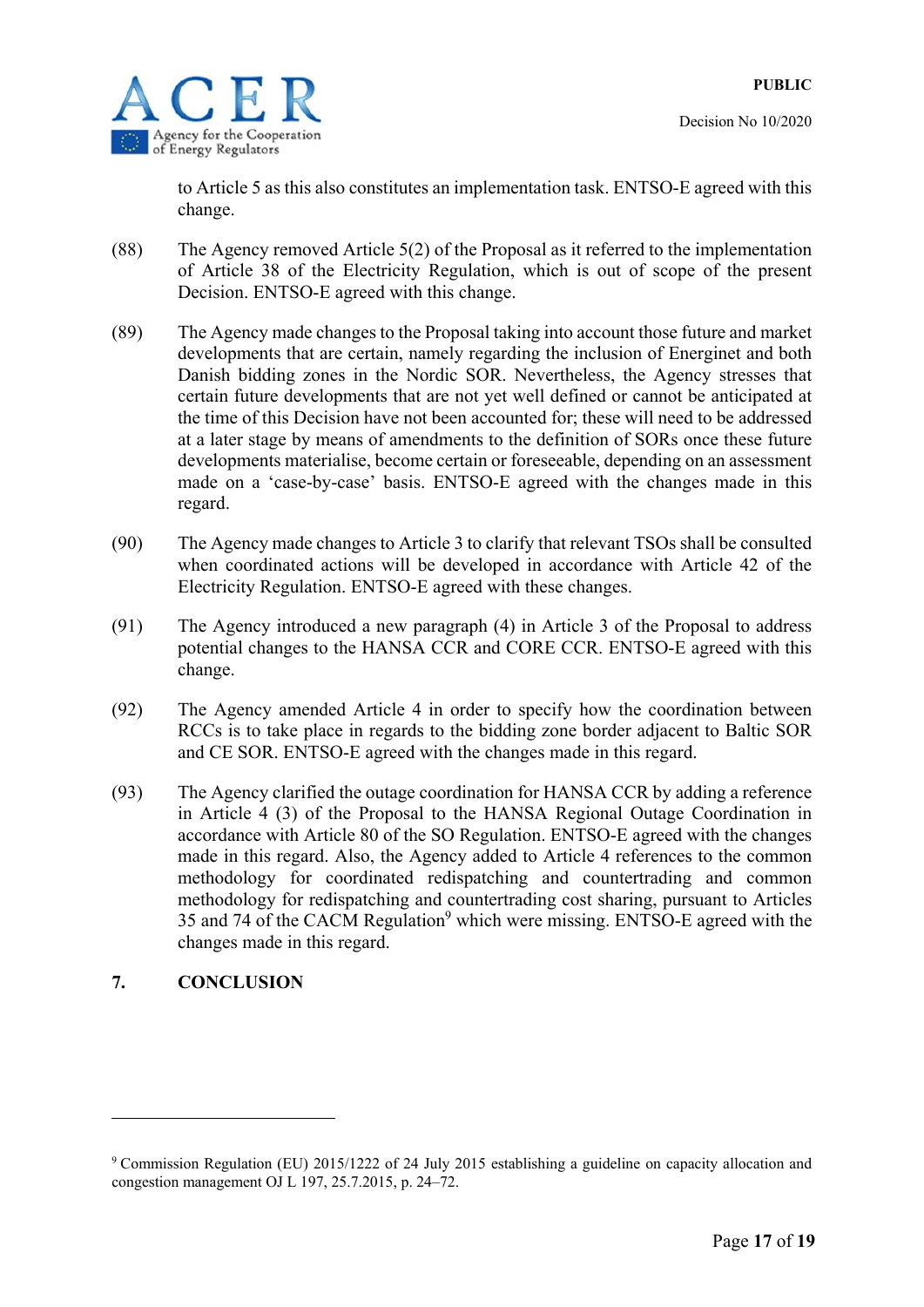to Article 5 as this also constitutes an implementation task. ENTSO-E agreed with this change.

(88) The Agency removed Article 5(2) of the Proposal as it referred to the implementation of Article 38 of the Electricity Regulation, which is out of scope of the present Decision. ENTSO-E agreed with this change.

(89) The Agency made changes to the Proposal taking into account those future and market developments that are certain, namely regarding the inclusion of Energinet and both Danish bidding zones in the Nordic SOR. Nevertheless, the Agency stresses that certain future developments that are not yet well defined or cannot be anticipated at the time of this Decision have not been accounted for; these will need to be addressed at a later stage by means of amendments to the definition of SORs once these future developments materialise, become certain or foreseeable, depending on an assessment made on a 'case-by-case' basis. ENTSO-E agreed with the changes made in this regard.

(90) The Agency made changes to Article 3 to clarify that relevant TSOs shall be consulted when coordinated actions will be developed in accordance with Article 42 of the Electricity Regulation. ENTSO-E agreed with these changes.

(91) The Agency introduced a new paragraph (4) in Article 3 of the Proposal to address potential changes to the HANSA CCR and CORE CCR. ENTSO-E agreed with this change.

(92) The Agency amended Article 4 in order to specify how the coordination between RCCs is to take place in regards to the bidding zone border adjacent to Baltic SOR and CE SOR. ENTSO-E agreed with the changes made in this regard.

(93) The Agency clarified the outage coordination for HANSA CCR by adding a reference in Article 4 (3) of the Proposal to the HANSA Regional Outage Coordination in accordance with Article 80 of the SO Regulation. ENTSO-E agreed with the changes made in this regard. Also, the Agency added to Article 4 references to the common methodology for coordinated redispatching and countertrading and common methodology for redispatching and countertrading cost sharing, pursuant to Articles 35 and 74 of the CACM Regulation[9] which were missing. ENTSO-E agreed with the changes made in this regard.

## 7. CONCLUSION

---

[9] Commission Regulation (EU) 2015/1222 of 24 July 2015 establishing a guideline on capacity allocation and congestion management OJ L 197, 25.7.2015, p. 24–72.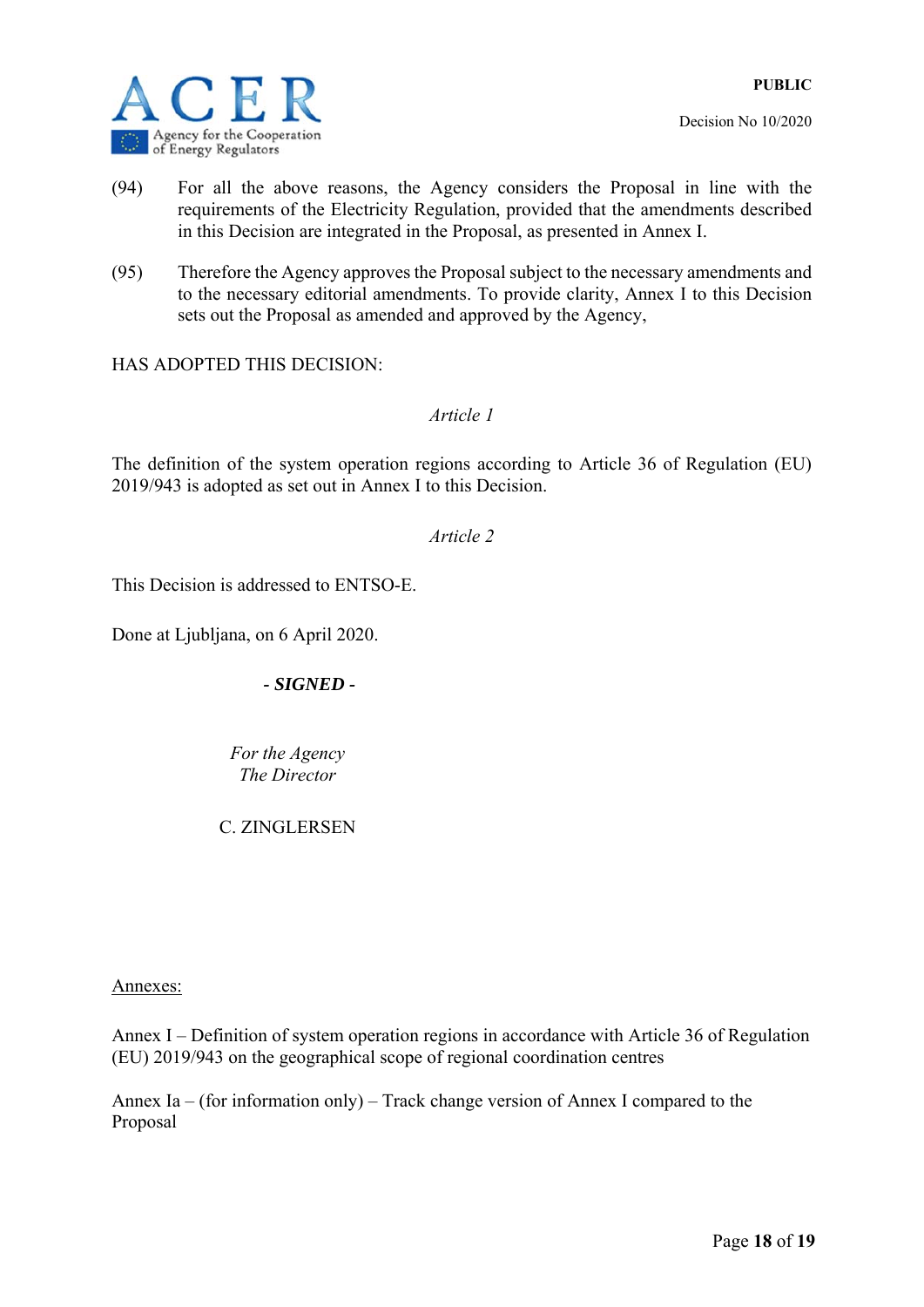(94) For all the above reasons, the Agency considers the Proposal in line with the requirements of the Electricity Regulation, provided that the amendments described in this Decision are integrated in the Proposal, as presented in Annex I.

(95) Therefore the Agency approves the Proposal subject to the necessary amendments and to the necessary editorial amendments. To provide clarity, Annex I to this Decision sets out the Proposal as amended and approved by the Agency,

HAS ADOPTED THIS DECISION:

*Article 1*

The definition of the system operation regions according to Article 36 of Regulation (EU) 2019/943 is adopted as set out in Annex I to this Decision.

*Article 2*

This Decision is addressed to ENTSO-E.

Done at Ljubljana, on 6 April 2020.

***- SIGNED -***

*For the Agency*
*The Director*

C. ZINGLERSEN

Annexes:

Annex I – Definition of system operation regions in accordance with Article 36 of Regulation (EU) 2019/943 on the geographical scope of regional coordination centres

Annex Ia – (for information only) – Track change version of Annex I compared to the Proposal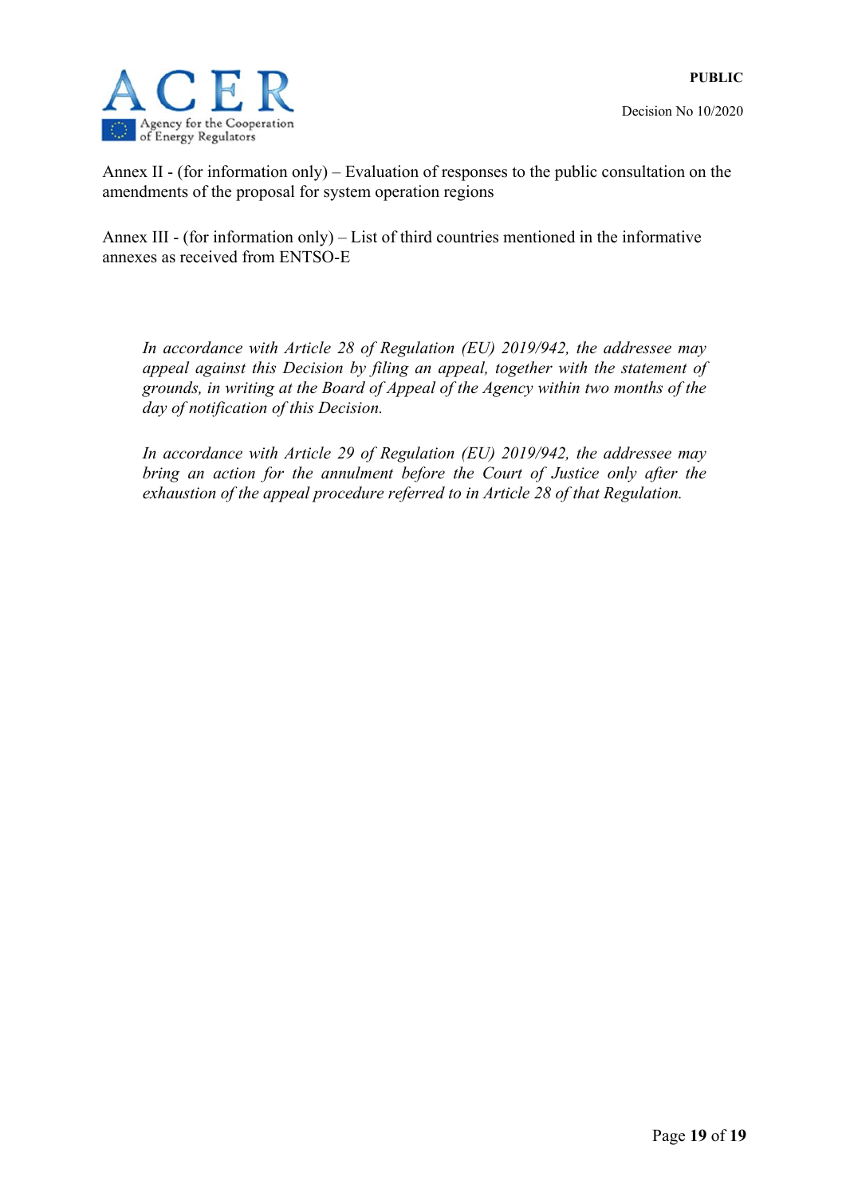Annex II - (for information only) – Evaluation of responses to the public consultation on the amendments of the proposal for system operation regions

Annex III - (for information only) – List of third countries mentioned in the informative annexes as received from ENTSO-E

*In accordance with Article 28 of Regulation (EU) 2019/942, the addressee may appeal against this Decision by filing an appeal, together with the statement of grounds, in writing at the Board of Appeal of the Agency within two months of the day of notification of this Decision.*

*In accordance with Article 29 of Regulation (EU) 2019/942, the addressee may bring an action for the annulment before the Court of Justice only after the exhaustion of the appeal procedure referred to in Article 28 of that Regulation.*